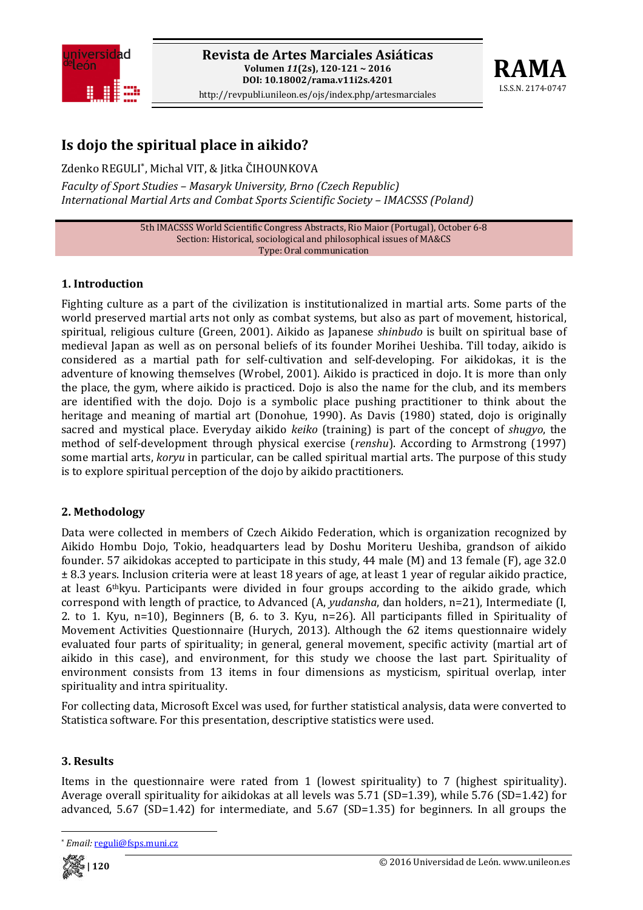# Is dojo the spiritual place in aikido?

Zdenko REGULI*, Michal VIT, & Jitka ČIHOUNKOVA

*Faculty of Sport Studies – Masaryk University, Brno (Czech Republic)*
*International Martial Arts and Combat Sports Scientific Society – IMACSSS (Poland)*

5th IMACSSS World Scientific Congress Abstracts, Rio Maior (Portugal), October 6-8
Section: Historical, sociological and philosophical issues of MA&CS
Type: Oral communication

## 1. Introduction

Fighting culture as a part of the civilization is institutionalized in martial arts. Some parts of the world preserved martial arts not only as combat systems, but also as part of movement, historical, spiritual, religious culture (Green, 2001). Aikido as Japanese *shinbudo* is built on spiritual base of medieval Japan as well as on personal beliefs of its founder Morihei Ueshiba. Till today, aikido is considered as a martial path for self-cultivation and self-developing. For aikidokas, it is the adventure of knowing themselves (Wrobel, 2001). Aikido is practiced in dojo. It is more than only the place, the gym, where aikido is practiced. Dojo is also the name for the club, and its members are identified with the dojo. Dojo is a symbolic place pushing practitioner to think about the heritage and meaning of martial art (Donohue, 1990). As Davis (1980) stated, dojo is originally sacred and mystical place. Everyday aikido *keiko* (training) is part of the concept of *shugyo*, the method of self-development through physical exercise (*renshu*). According to Armstrong (1997) some martial arts, *koryu* in particular, can be called spiritual martial arts. The purpose of this study is to explore spiritual perception of the dojo by aikido practitioners.

## 2. Methodology

Data were collected in members of Czech Aikido Federation, which is organization recognized by Aikido Hombu Dojo, Tokio, headquarters lead by Doshu Moriteru Ueshiba, grandson of aikido founder. 57 aikidokas accepted to participate in this study, 44 male (M) and 13 female (F), age 32.0 ± 8.3 years. Inclusion criteria were at least 18 years of age, at least 1 year of regular aikido practice, at least 6thkyu. Participants were divided in four groups according to the aikido grade, which correspond with length of practice, to Advanced (A, *yudansha*, dan holders, n=21), Intermediate (I, 2. to 1. Kyu, n=10), Beginners (B, 6. to 3. Kyu, n=26). All participants filled in Spirituality of Movement Activities Questionnaire (Hurych, 2013). Although the 62 items questionnaire widely evaluated four parts of spirituality; in general, general movement, specific activity (martial art of aikido in this case), and environment, for this study we choose the last part. Spirituality of environment consists from 13 items in four dimensions as mysticism, spiritual overlap, inter spirituality and intra spirituality.

For collecting data, Microsoft Excel was used, for further statistical analysis, data were converted to Statistica software. For this presentation, descriptive statistics were used.

## 3. Results

Items in the questionnaire were rated from 1 (lowest spirituality) to 7 (highest spirituality). Average overall spirituality for aikidokas at all levels was 5.71 (SD=1.39), while 5.76 (SD=1.42) for advanced, 5.67 (SD=1.42) for intermediate, and 5.67 (SD=1.35) for beginners. In all groups the

* Email: reguli@fsps.muni.cz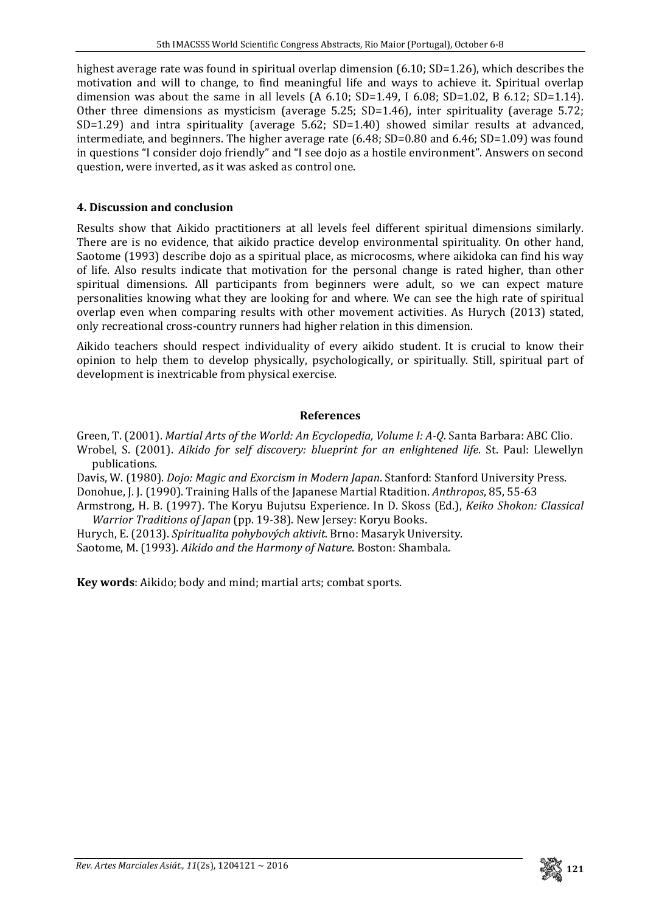highest average rate was found in spiritual overlap dimension (6.10; SD=1.26), which describes the motivation and will to change, to find meaningful life and ways to achieve it. Spiritual overlap dimension was about the same in all levels (A 6.10; SD=1.49, I 6.08; SD=1.02, B 6.12; SD=1.14). Other three dimensions as mysticism (average 5.25; SD=1.46), inter spirituality (average 5.72; SD=1.29) and intra spirituality (average 5.62; SD=1.40) showed similar results at advanced, intermediate, and beginners. The higher average rate (6.48; SD=0.80 and 6.46; SD=1.09) was found in questions "I consider dojo friendly" and "I see dojo as a hostile environment". Answers on second question, were inverted, as it was asked as control one.

## 4. Discussion and conclusion

Results show that Aikido practitioners at all levels feel different spiritual dimensions similarly. There are is no evidence, that aikido practice develop environmental spirituality. On other hand, Saotome (1993) describe dojo as a spiritual place, as microcosms, where aikidoka can find his way of life. Also results indicate that motivation for the personal change is rated higher, than other spiritual dimensions. All participants from beginners were adult, so we can expect mature personalities knowing what they are looking for and where. We can see the high rate of spiritual overlap even when comparing results with other movement activities. As Hurych (2013) stated, only recreational cross-country runners had higher relation in this dimension.

Aikido teachers should respect individuality of every aikido student. It is crucial to know their opinion to help them to develop physically, psychologically, or spiritually. Still, spiritual part of development is inextricable from physical exercise.

## References

Green, T. (2001). *Martial Arts of the World: An Ecyclopedia, Volume I: A-Q*. Santa Barbara: ABC Clio.

Wrobel, S. (2001). *Aikido for self discovery: blueprint for an enlightened life*. St. Paul: Llewellyn publications.

Davis, W. (1980). *Dojo: Magic and Exorcism in Modern Japan*. Stanford: Stanford University Press.

Donohue, J. J. (1990). Training Halls of the Japanese Martial Rtadition. *Anthropos*, 85, 55-63

Armstrong, H. B. (1997). The Koryu Bujutsu Experience. In D. Skoss (Ed.), *Keiko Shokon: Classical Warrior Traditions of Japan* (pp. 19-38). New Jersey: Koryu Books.

Hurych, E. (2013). *Spiritualita pohybových aktivit*. Brno: Masaryk University.

Saotome, M. (1993). *Aikido and the Harmony of Nature*. Boston: Shambala.

**Key words**: Aikido; body and mind; martial arts; combat sports.